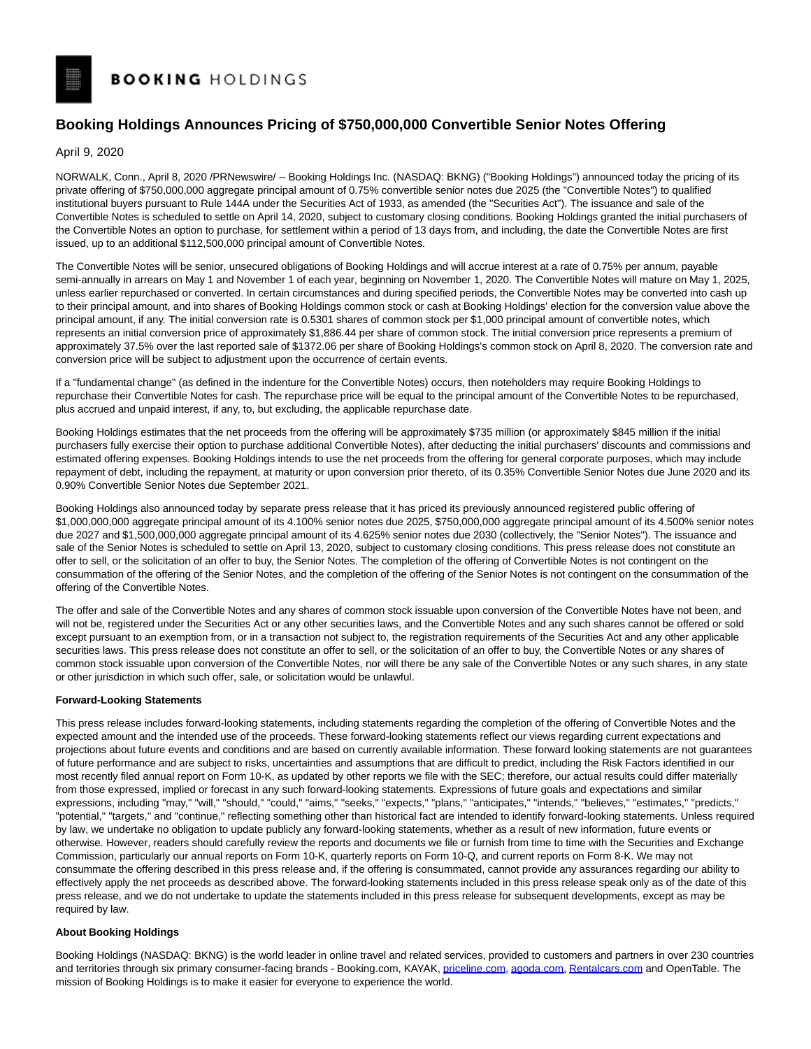**BOOKING** HOLDINGS

# Booking Holdings Announces Pricing of $750,000,000 Convertible Senior Notes Offering

April 9, 2020

NORWALK, Conn., April 8, 2020 /PRNewswire/ -- Booking Holdings Inc. (NASDAQ: BKNG) ("Booking Holdings") announced today the pricing of its private offering of $750,000,000 aggregate principal amount of 0.75% convertible senior notes due 2025 (the "Convertible Notes") to qualified institutional buyers pursuant to Rule 144A under the Securities Act of 1933, as amended (the "Securities Act"). The issuance and sale of the Convertible Notes is scheduled to settle on April 14, 2020, subject to customary closing conditions. Booking Holdings granted the initial purchasers of the Convertible Notes an option to purchase, for settlement within a period of 13 days from, and including, the date the Convertible Notes are first issued, up to an additional $112,500,000 principal amount of Convertible Notes.

The Convertible Notes will be senior, unsecured obligations of Booking Holdings and will accrue interest at a rate of 0.75% per annum, payable semi-annually in arrears on May 1 and November 1 of each year, beginning on November 1, 2020. The Convertible Notes will mature on May 1, 2025, unless earlier repurchased or converted. In certain circumstances and during specified periods, the Convertible Notes may be converted into cash up to their principal amount, and into shares of Booking Holdings common stock or cash at Booking Holdings' election for the conversion value above the principal amount, if any. The initial conversion rate is 0.5301 shares of common stock per $1,000 principal amount of convertible notes, which represents an initial conversion price of approximately $1,886.44 per share of common stock. The initial conversion price represents a premium of approximately 37.5% over the last reported sale of $1372.06 per share of Booking Holdings's common stock on April 8, 2020. The conversion rate and conversion price will be subject to adjustment upon the occurrence of certain events.

If a "fundamental change" (as defined in the indenture for the Convertible Notes) occurs, then noteholders may require Booking Holdings to repurchase their Convertible Notes for cash. The repurchase price will be equal to the principal amount of the Convertible Notes to be repurchased, plus accrued and unpaid interest, if any, to, but excluding, the applicable repurchase date.

Booking Holdings estimates that the net proceeds from the offering will be approximately $735 million (or approximately $845 million if the initial purchasers fully exercise their option to purchase additional Convertible Notes), after deducting the initial purchasers' discounts and commissions and estimated offering expenses. Booking Holdings intends to use the net proceeds from the offering for general corporate purposes, which may include repayment of debt, including the repayment, at maturity or upon conversion prior thereto, of its 0.35% Convertible Senior Notes due June 2020 and its 0.90% Convertible Senior Notes due September 2021.

Booking Holdings also announced today by separate press release that it has priced its previously announced registered public offering of $1,000,000,000 aggregate principal amount of its 4.100% senior notes due 2025, $750,000,000 aggregate principal amount of its 4.500% senior notes due 2027 and $1,500,000,000 aggregate principal amount of its 4.625% senior notes due 2030 (collectively, the "Senior Notes"). The issuance and sale of the Senior Notes is scheduled to settle on April 13, 2020, subject to customary closing conditions. This press release does not constitute an offer to sell, or the solicitation of an offer to buy, the Senior Notes. The completion of the offering of Convertible Notes is not contingent on the consummation of the offering of the Senior Notes, and the completion of the offering of the Senior Notes is not contingent on the consummation of the offering of the Convertible Notes.

The offer and sale of the Convertible Notes and any shares of common stock issuable upon conversion of the Convertible Notes have not been, and will not be, registered under the Securities Act or any other securities laws, and the Convertible Notes and any such shares cannot be offered or sold except pursuant to an exemption from, or in a transaction not subject to, the registration requirements of the Securities Act and any other applicable securities laws. This press release does not constitute an offer to sell, or the solicitation of an offer to buy, the Convertible Notes or any shares of common stock issuable upon conversion of the Convertible Notes, nor will there be any sale of the Convertible Notes or any such shares, in any state or other jurisdiction in which such offer, sale, or solicitation would be unlawful.

**Forward-Looking Statements**

This press release includes forward-looking statements, including statements regarding the completion of the offering of Convertible Notes and the expected amount and the intended use of the proceeds. These forward-looking statements reflect our views regarding current expectations and projections about future events and conditions and are based on currently available information. These forward looking statements are not guarantees of future performance and are subject to risks, uncertainties and assumptions that are difficult to predict, including the Risk Factors identified in our most recently filed annual report on Form 10-K, as updated by other reports we file with the SEC; therefore, our actual results could differ materially from those expressed, implied or forecast in any such forward-looking statements. Expressions of future goals and expectations and similar expressions, including "may," "will," "should," "could," "aims," "seeks," "expects," "plans," "anticipates," "intends," "believes," "estimates," "predicts," "potential," "targets," and "continue," reflecting something other than historical fact are intended to identify forward-looking statements. Unless required by law, we undertake no obligation to update publicly any forward-looking statements, whether as a result of new information, future events or otherwise. However, readers should carefully review the reports and documents we file or furnish from time to time with the Securities and Exchange Commission, particularly our annual reports on Form 10-K, quarterly reports on Form 10-Q, and current reports on Form 8-K. We may not consummate the offering described in this press release and, if the offering is consummated, cannot provide any assurances regarding our ability to effectively apply the net proceeds as described above. The forward-looking statements included in this press release speak only as of the date of this press release, and we do not undertake to update the statements included in this press release for subsequent developments, except as may be required by law.

**About Booking Holdings**

Booking Holdings (NASDAQ: BKNG) is the world leader in online travel and related services, provided to customers and partners in over 230 countries and territories through six primary consumer-facing brands - Booking.com, KAYAK, priceline.com, agoda.com, Rentalcars.com and OpenTable. The mission of Booking Holdings is to make it easier for everyone to experience the world.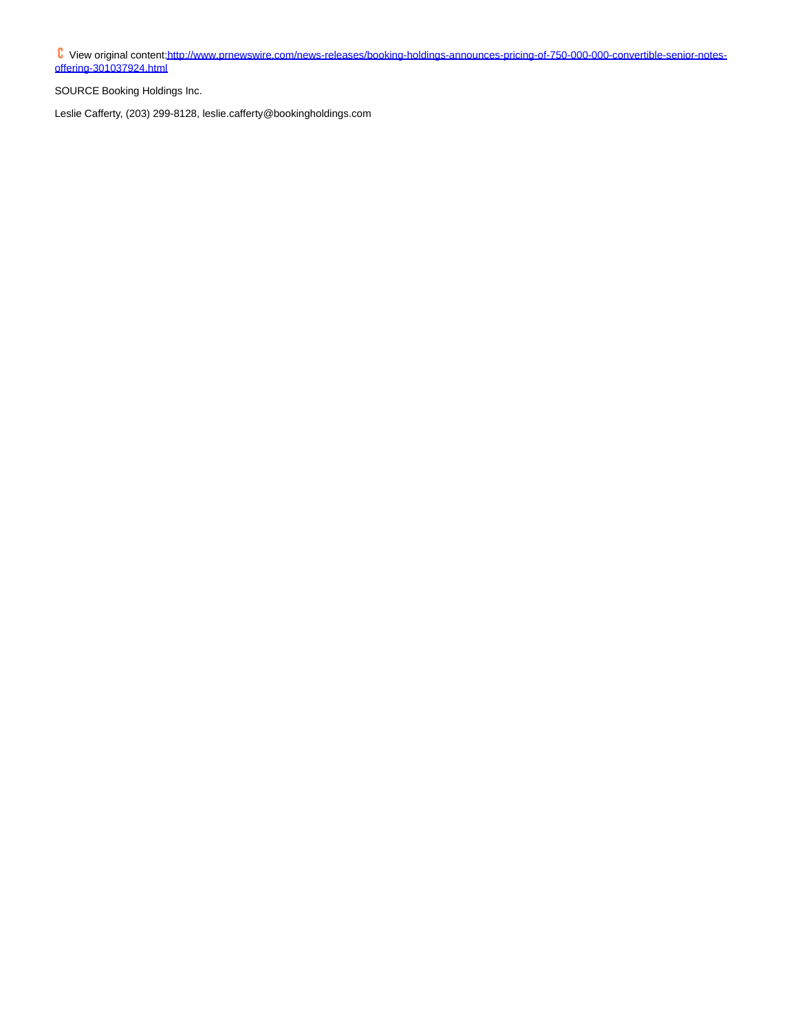View original content:http://www.prnewswire.com/news-releases/booking-holdings-announces-pricing-of-750-000-000-convertible-senior-notes-offering-301037924.html

SOURCE Booking Holdings Inc.

Leslie Cafferty, (203) 299-8128, leslie.cafferty@bookingholdings.com